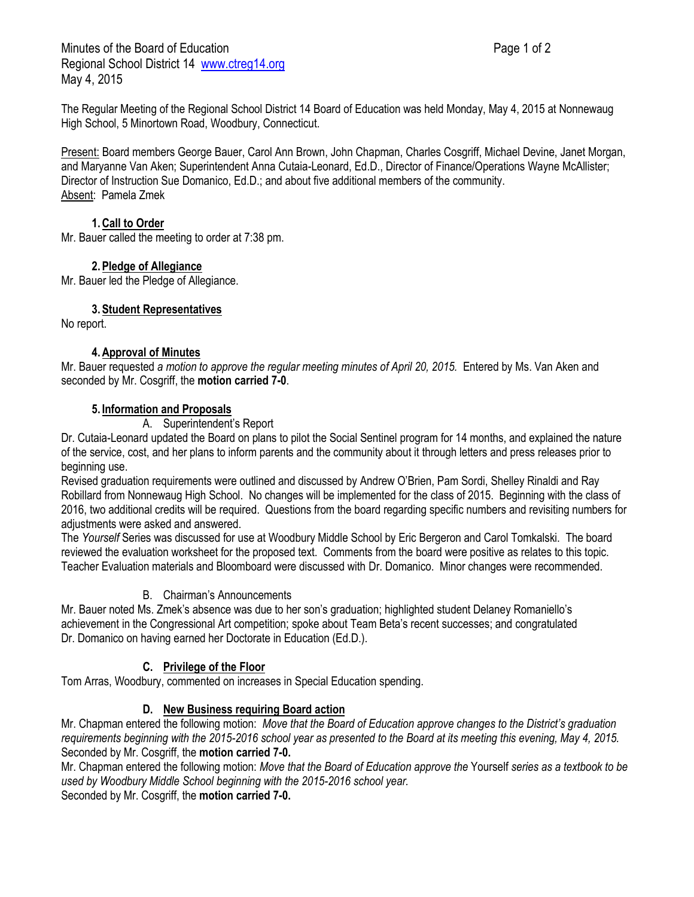Minutes of the Board of Education
Regional School District 14 www.ctreg14.org
May 4, 2015

The Regular Meeting of the Regional School District 14 Board of Education was held Monday, May 4, 2015 at Nonnewaug High School, 5 Minortown Road, Woodbury, Connecticut.

Present: Board members George Bauer, Carol Ann Brown, John Chapman, Charles Cosgriff, Michael Devine, Janet Morgan, and Maryanne Van Aken; Superintendent Anna Cutaia-Leonard, Ed.D., Director of Finance/Operations Wayne McAllister; Director of Instruction Sue Domanico, Ed.D.; and about five additional members of the community.
Absent: Pamela Zmek

### 1. Call to Order

Mr. Bauer called the meeting to order at 7:38 pm.

### 2. Pledge of Allegiance

Mr. Bauer led the Pledge of Allegiance.

### 3. Student Representatives

No report.

### 4. Approval of Minutes

Mr. Bauer requested *a motion to approve the regular meeting minutes of April 20, 2015.* Entered by Ms. Van Aken and seconded by Mr. Cosgriff, the **motion carried 7-0**.

### 5. Information and Proposals

A. Superintendent's Report

Dr. Cutaia-Leonard updated the Board on plans to pilot the Social Sentinel program for 14 months, and explained the nature of the service, cost, and her plans to inform parents and the community about it through letters and press releases prior to beginning use.
Revised graduation requirements were outlined and discussed by Andrew O'Brien, Pam Sordi, Shelley Rinaldi and Ray Robillard from Nonnewaug High School. No changes will be implemented for the class of 2015. Beginning with the class of 2016, two additional credits will be required. Questions from the board regarding specific numbers and revisiting numbers for adjustments were asked and answered.
The *Yourself* Series was discussed for use at Woodbury Middle School by Eric Bergeron and Carol Tomkalski. The board reviewed the evaluation worksheet for the proposed text. Comments from the board were positive as relates to this topic.
Teacher Evaluation materials and Bloomboard were discussed with Dr. Domanico. Minor changes were recommended.

B. Chairman's Announcements

Mr. Bauer noted Ms. Zmek's absence was due to her son's graduation; highlighted student Delaney Romaniello's achievement in the Congressional Art competition; spoke about Team Beta's recent successes; and congratulated Dr. Domanico on having earned her Doctorate in Education (Ed.D.).

#### C. Privilege of the Floor

Tom Arras, Woodbury, commented on increases in Special Education spending.

#### D. New Business requiring Board action

Mr. Chapman entered the following motion: *Move that the Board of Education approve changes to the District's graduation requirements beginning with the 2015-2016 school year as presented to the Board at its meeting this evening, May 4, 2015.*
Seconded by Mr. Cosgriff, the **motion carried 7-0.**
Mr. Chapman entered the following motion: *Move that the Board of Education approve the* Yourself *series as a textbook to be used by Woodbury Middle School beginning with the 2015-2016 school year.*
Seconded by Mr. Cosgriff, the **motion carried 7-0.**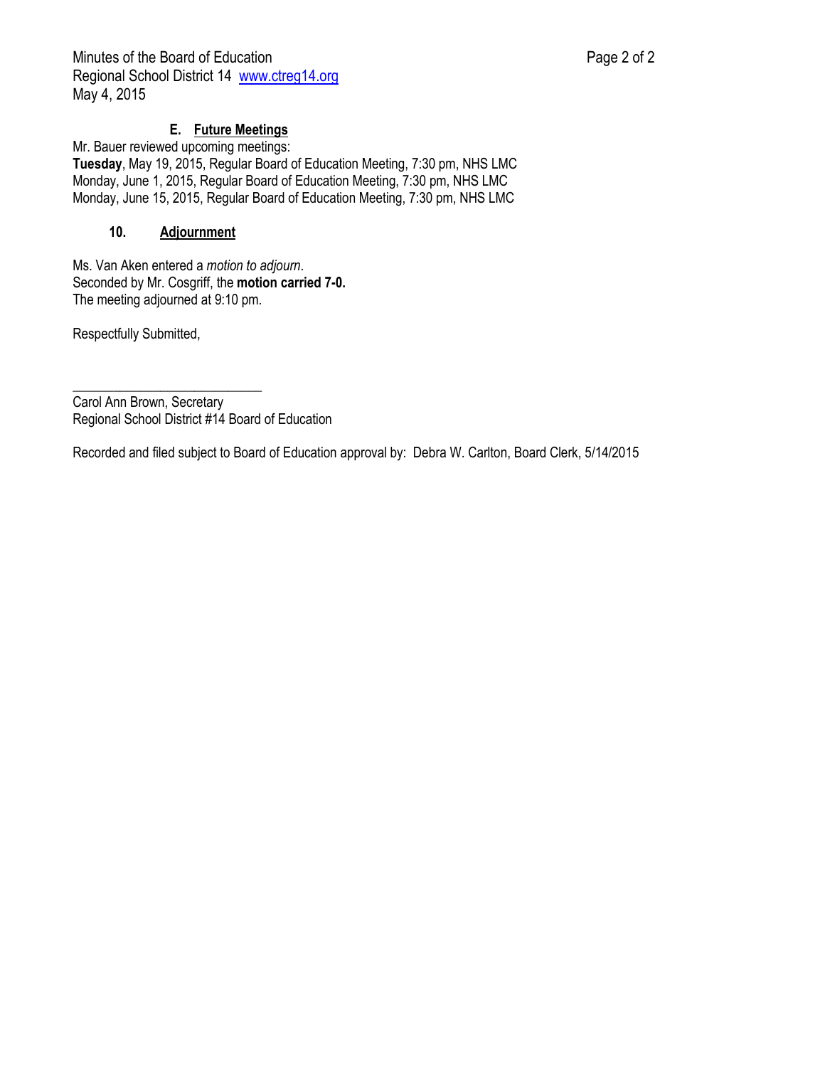### E. **Future Meetings**

Mr. Bauer reviewed upcoming meetings:
**Tuesday**, May 19, 2015, Regular Board of Education Meeting, 7:30 pm, NHS LMC
Monday, June 1, 2015, Regular Board of Education Meeting, 7:30 pm, NHS LMC
Monday, June 15, 2015, Regular Board of Education Meeting, 7:30 pm, NHS LMC

## 10. **Adjournment**

Ms. Van Aken entered a *motion to adjourn*.
Seconded by Mr. Cosgriff, the **motion carried 7-0.**
The meeting adjourned at 9:10 pm.

Respectfully Submitted,

\_\_\_\_\_\_\_\_\_\_\_\_\_\_\_\_\_\_\_\_\_\_\_\_\_\_\_\_
Carol Ann Brown, Secretary
Regional School District #14 Board of Education

Recorded and filed subject to Board of Education approval by: Debra W. Carlton, Board Clerk, 5/14/2015